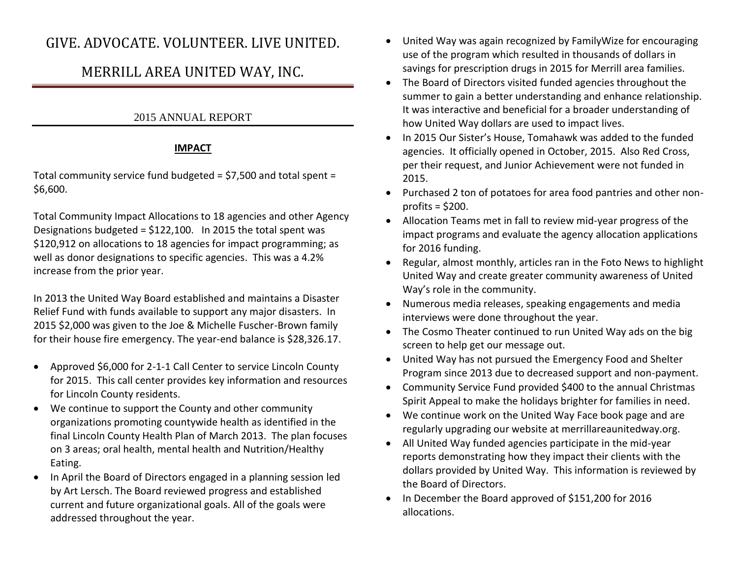# GIVE. ADVOCATE. VOLUNTEER. LIVE UNITED.

# MERRILL AREA UNITED WAY, INC.

## 2015 ANNUAL REPORT

### **IMPACT**

Total community service fund budgeted = $7,500 and total spent = $6,600.

Total Community Impact Allocations to 18 agencies and other Agency Designations budgeted = $122,100. In 2015 the total spent was $120,912 on allocations to 18 agencies for impact programming; as well as donor designations to specific agencies. This was a 4.2% increase from the prior year.

In 2013 the United Way Board established and maintains a Disaster Relief Fund with funds available to support any major disasters. In 2015 $2,000 was given to the Joe & Michelle Fuscher-Brown family for their house fire emergency. The year-end balance is $28,326.17.

- Approved $6,000 for 2-1-1 Call Center to service Lincoln County for 2015. This call center provides key information and resources for Lincoln County residents.
- We continue to support the County and other community organizations promoting countywide health as identified in the final Lincoln County Health Plan of March 2013. The plan focuses on 3 areas; oral health, mental health and Nutrition/Healthy Eating.
- In April the Board of Directors engaged in a planning session led by Art Lersch. The Board reviewed progress and established current and future organizational goals. All of the goals were addressed throughout the year.
- United Way was again recognized by FamilyWize for encouraging use of the program which resulted in thousands of dollars in savings for prescription drugs in 2015 for Merrill area families.
- The Board of Directors visited funded agencies throughout the summer to gain a better understanding and enhance relationship. It was interactive and beneficial for a broader understanding of how United Way dollars are used to impact lives.
- In 2015 Our Sister's House, Tomahawk was added to the funded agencies. It officially opened in October, 2015. Also Red Cross, per their request, and Junior Achievement were not funded in 2015.
- Purchased 2 ton of potatoes for area food pantries and other non-profits = $200.
- Allocation Teams met in fall to review mid-year progress of the impact programs and evaluate the agency allocation applications for 2016 funding.
- Regular, almost monthly, articles ran in the Foto News to highlight United Way and create greater community awareness of United Way's role in the community.
- Numerous media releases, speaking engagements and media interviews were done throughout the year.
- The Cosmo Theater continued to run United Way ads on the big screen to help get our message out.
- United Way has not pursued the Emergency Food and Shelter Program since 2013 due to decreased support and non-payment.
- Community Service Fund provided $400 to the annual Christmas Spirit Appeal to make the holidays brighter for families in need.
- We continue work on the United Way Face book page and are regularly upgrading our website at merrillareaunitedway.org.
- All United Way funded agencies participate in the mid-year reports demonstrating how they impact their clients with the dollars provided by United Way. This information is reviewed by the Board of Directors.
- In December the Board approved of $151,200 for 2016 allocations.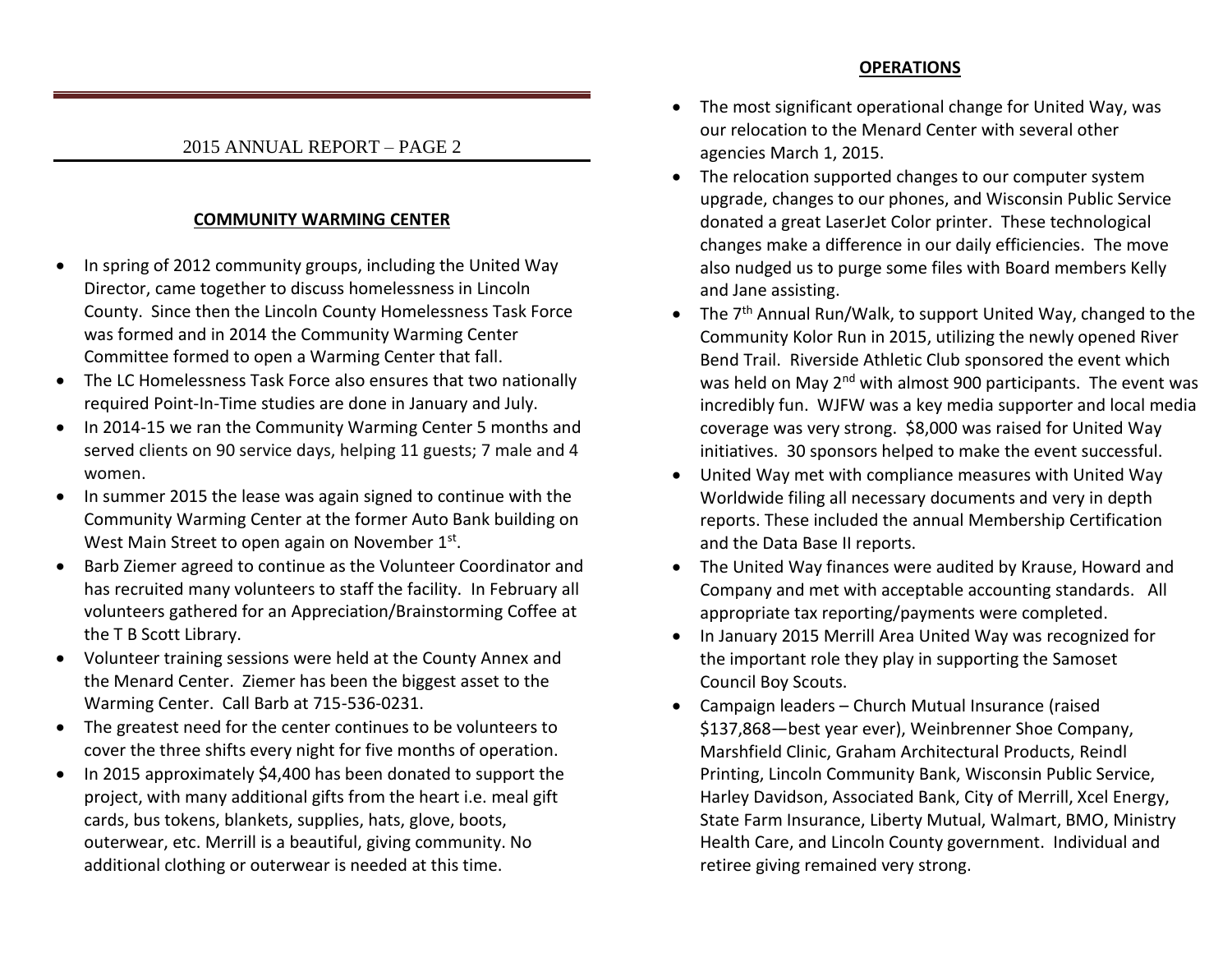2015 ANNUAL REPORT – PAGE 2

## COMMUNITY WARMING CENTER

- In spring of 2012 community groups, including the United Way Director, came together to discuss homelessness in Lincoln County. Since then the Lincoln County Homelessness Task Force was formed and in 2014 the Community Warming Center Committee formed to open a Warming Center that fall.
- The LC Homelessness Task Force also ensures that two nationally required Point-In-Time studies are done in January and July.
- In 2014-15 we ran the Community Warming Center 5 months and served clients on 90 service days, helping 11 guests; 7 male and 4 women.
- In summer 2015 the lease was again signed to continue with the Community Warming Center at the former Auto Bank building on West Main Street to open again on November 1st.
- Barb Ziemer agreed to continue as the Volunteer Coordinator and has recruited many volunteers to staff the facility. In February all volunteers gathered for an Appreciation/Brainstorming Coffee at the T B Scott Library.
- Volunteer training sessions were held at the County Annex and the Menard Center. Ziemer has been the biggest asset to the Warming Center. Call Barb at 715-536-0231.
- The greatest need for the center continues to be volunteers to cover the three shifts every night for five months of operation.
- In 2015 approximately $4,400 has been donated to support the project, with many additional gifts from the heart i.e. meal gift cards, bus tokens, blankets, supplies, hats, glove, boots, outerwear, etc. Merrill is a beautiful, giving community. No additional clothing or outerwear is needed at this time.

## OPERATIONS

- The most significant operational change for United Way, was our relocation to the Menard Center with several other agencies March 1, 2015.
- The relocation supported changes to our computer system upgrade, changes to our phones, and Wisconsin Public Service donated a great LaserJet Color printer. These technological changes make a difference in our daily efficiencies. The move also nudged us to purge some files with Board members Kelly and Jane assisting.
- The 7th Annual Run/Walk, to support United Way, changed to the Community Kolor Run in 2015, utilizing the newly opened River Bend Trail. Riverside Athletic Club sponsored the event which was held on May 2nd with almost 900 participants. The event was incredibly fun. WJFW was a key media supporter and local media coverage was very strong. $8,000 was raised for United Way initiatives. 30 sponsors helped to make the event successful.
- United Way met with compliance measures with United Way Worldwide filing all necessary documents and very in depth reports. These included the annual Membership Certification and the Data Base II reports.
- The United Way finances were audited by Krause, Howard and Company and met with acceptable accounting standards. All appropriate tax reporting/payments were completed.
- In January 2015 Merrill Area United Way was recognized for the important role they play in supporting the Samoset Council Boy Scouts.
- Campaign leaders – Church Mutual Insurance (raised $137,868—best year ever), Weinbrenner Shoe Company, Marshfield Clinic, Graham Architectural Products, Reindl Printing, Lincoln Community Bank, Wisconsin Public Service, Harley Davidson, Associated Bank, City of Merrill, Xcel Energy, State Farm Insurance, Liberty Mutual, Walmart, BMO, Ministry Health Care, and Lincoln County government. Individual and retiree giving remained very strong.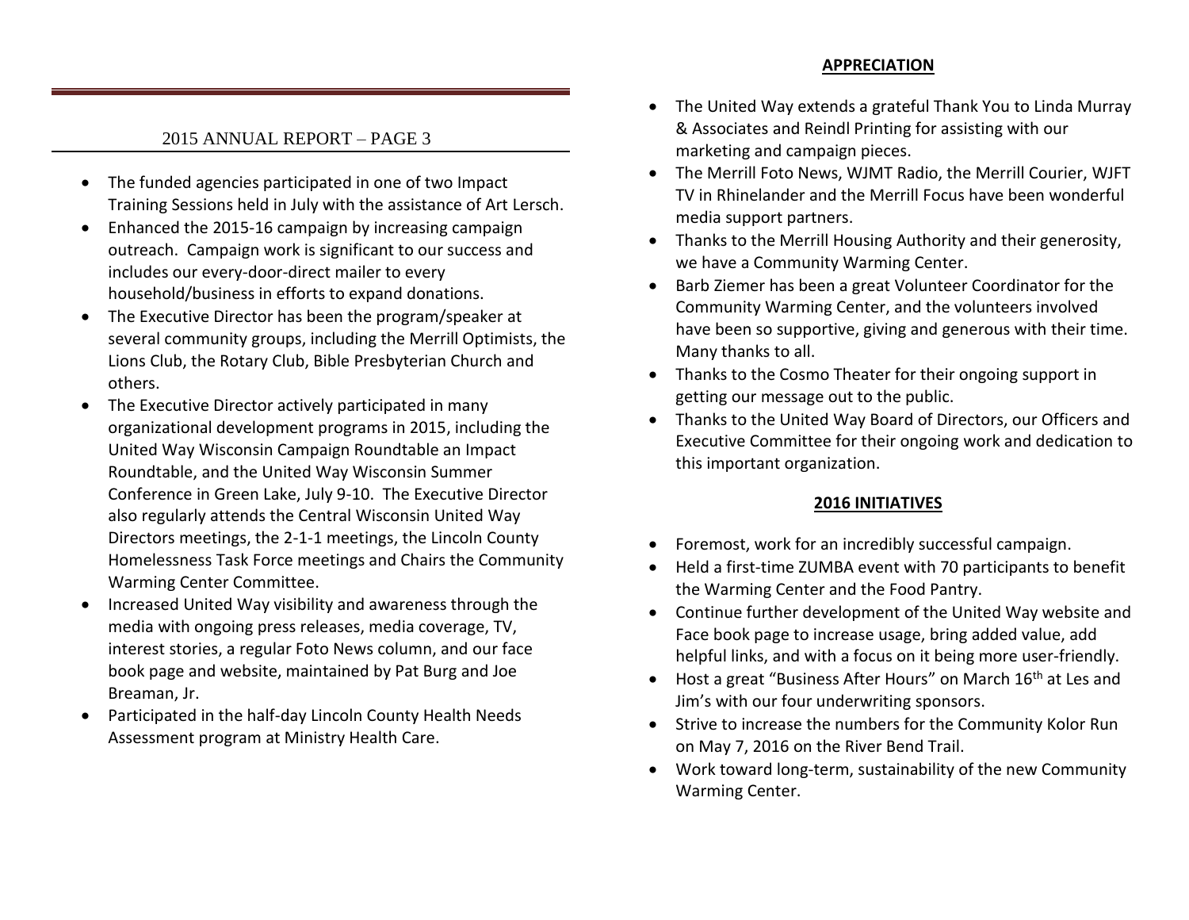## 2015 ANNUAL REPORT – PAGE 3

- The funded agencies participated in one of two Impact Training Sessions held in July with the assistance of Art Lersch.
- Enhanced the 2015-16 campaign by increasing campaign outreach. Campaign work is significant to our success and includes our every-door-direct mailer to every household/business in efforts to expand donations.
- The Executive Director has been the program/speaker at several community groups, including the Merrill Optimists, the Lions Club, the Rotary Club, Bible Presbyterian Church and others.
- The Executive Director actively participated in many organizational development programs in 2015, including the United Way Wisconsin Campaign Roundtable an Impact Roundtable, and the United Way Wisconsin Summer Conference in Green Lake, July 9-10. The Executive Director also regularly attends the Central Wisconsin United Way Directors meetings, the 2-1-1 meetings, the Lincoln County Homelessness Task Force meetings and Chairs the Community Warming Center Committee.
- Increased United Way visibility and awareness through the media with ongoing press releases, media coverage, TV, interest stories, a regular Foto News column, and our face book page and website, maintained by Pat Burg and Joe Breaman, Jr.
- Participated in the half-day Lincoln County Health Needs Assessment program at Ministry Health Care.

### APPRECIATION

- The United Way extends a grateful Thank You to Linda Murray & Associates and Reindl Printing for assisting with our marketing and campaign pieces.
- The Merrill Foto News, WJMT Radio, the Merrill Courier, WJFT TV in Rhinelander and the Merrill Focus have been wonderful media support partners.
- Thanks to the Merrill Housing Authority and their generosity, we have a Community Warming Center.
- Barb Ziemer has been a great Volunteer Coordinator for the Community Warming Center, and the volunteers involved have been so supportive, giving and generous with their time. Many thanks to all.
- Thanks to the Cosmo Theater for their ongoing support in getting our message out to the public.
- Thanks to the United Way Board of Directors, our Officers and Executive Committee for their ongoing work and dedication to this important organization.

### 2016 INITIATIVES

- Foremost, work for an incredibly successful campaign.
- Held a first-time ZUMBA event with 70 participants to benefit the Warming Center and the Food Pantry.
- Continue further development of the United Way website and Face book page to increase usage, bring added value, add helpful links, and with a focus on it being more user-friendly.
- Host a great "Business After Hours" on March 16th at Les and Jim's with our four underwriting sponsors.
- Strive to increase the numbers for the Community Kolor Run on May 7, 2016 on the River Bend Trail.
- Work toward long-term, sustainability of the new Community Warming Center.